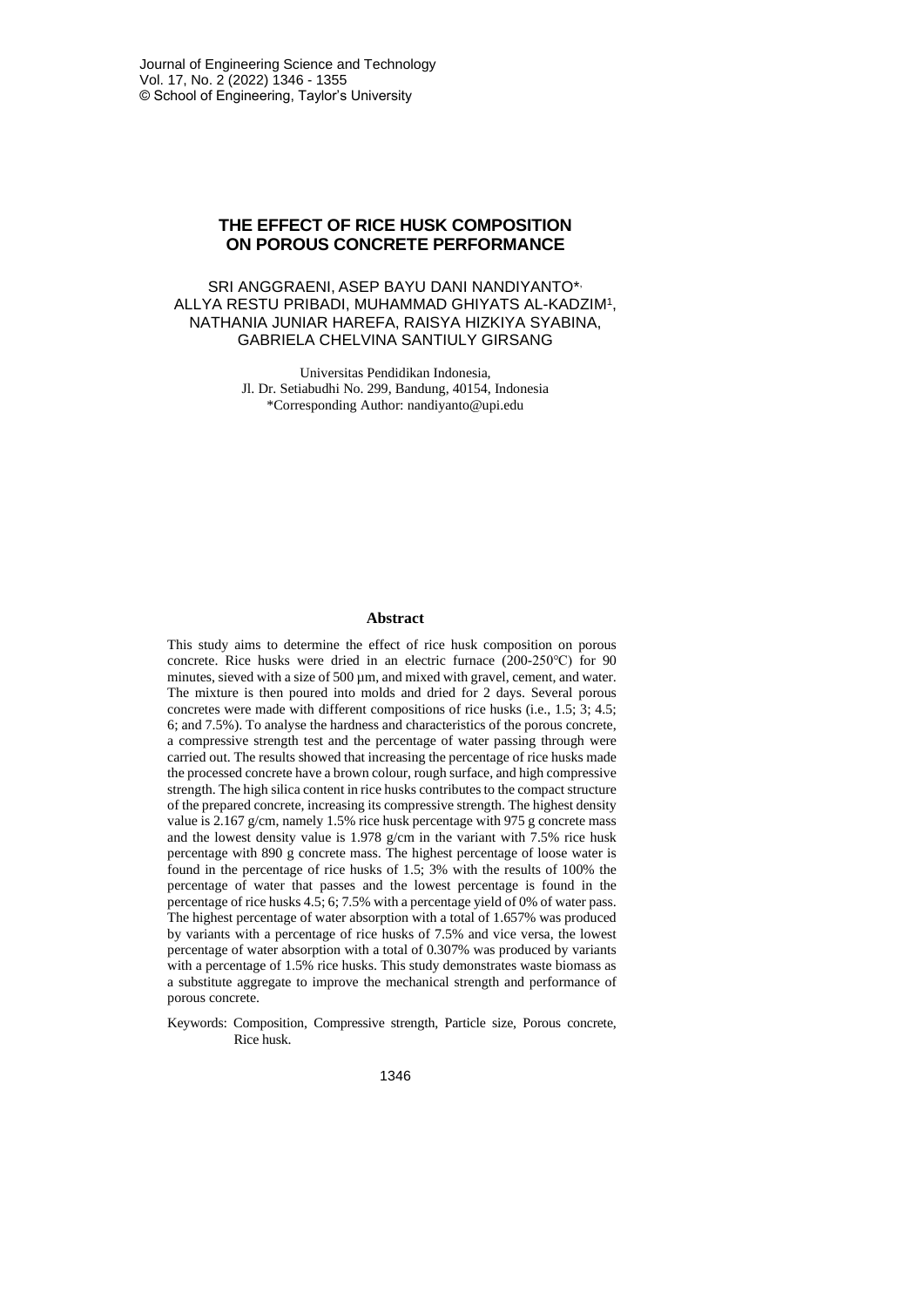# THE EFFECT OF RICE HUSK COMPOSITION ON POROUS CONCRETE PERFORMANCE

SRI ANGGRAENI, ASEP BAYU DANI NANDIYANTO*, ALLYA RESTU PRIBADI, MUHAMMAD GHIYATS AL-KADZIM[1], NATHANIA JUNIAR HAREFA, RAISYA HIZKIYA SYABINA, GABRIELA CHELVINA SANTIULY GIRSANG

Universitas Pendidikan Indonesia,
Jl. Dr. Setiabudhi No. 299, Bandung, 40154, Indonesia
*Corresponding Author: nandiyanto@upi.edu

## Abstract

This study aims to determine the effect of rice husk composition on porous concrete. Rice husks were dried in an electric furnace (200-250℃) for 90 minutes, sieved with a size of 500 µm, and mixed with gravel, cement, and water. The mixture is then poured into molds and dried for 2 days. Several porous concretes were made with different compositions of rice husks (i.e., 1.5; 3; 4.5; 6; and 7.5%). To analyse the hardness and characteristics of the porous concrete, a compressive strength test and the percentage of water passing through were carried out. The results showed that increasing the percentage of rice husks made the processed concrete have a brown colour, rough surface, and high compressive strength. The high silica content in rice husks contributes to the compact structure of the prepared concrete, increasing its compressive strength. The highest density value is 2.167 g/cm, namely 1.5% rice husk percentage with 975 g concrete mass and the lowest density value is 1.978 g/cm in the variant with 7.5% rice husk percentage with 890 g concrete mass. The highest percentage of loose water is found in the percentage of rice husks of 1.5; 3% with the results of 100% the percentage of water that passes and the lowest percentage is found in the percentage of rice husks 4.5; 6; 7.5% with a percentage yield of 0% of water pass. The highest percentage of water absorption with a total of 1.657% was produced by variants with a percentage of rice husks of 7.5% and vice versa, the lowest percentage of water absorption with a total of 0.307% was produced by variants with a percentage of 1.5% rice husks. This study demonstrates waste biomass as a substitute aggregate to improve the mechanical strength and performance of porous concrete.

Keywords: Composition, Compressive strength, Particle size, Porous concrete, Rice husk.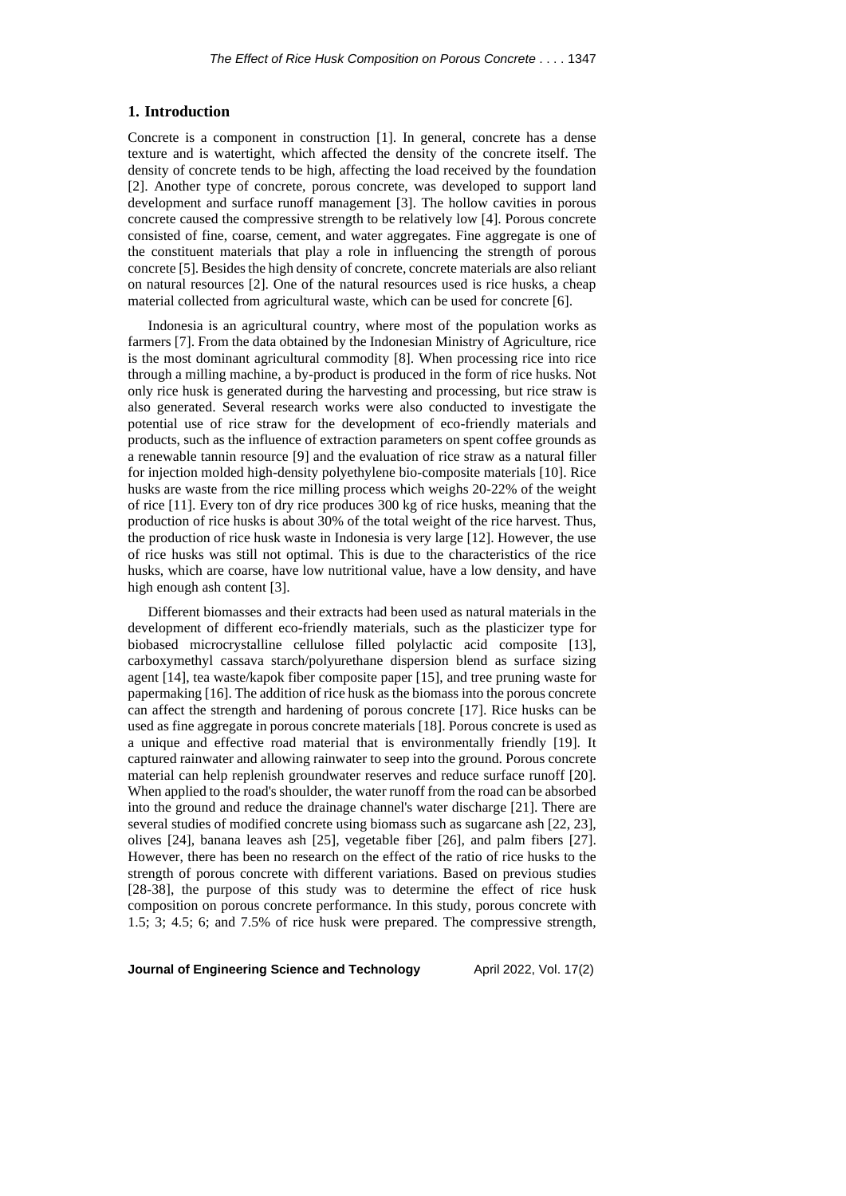## 1. Introduction

Concrete is a component in construction [1]. In general, concrete has a dense texture and is watertight, which affected the density of the concrete itself. The density of concrete tends to be high, affecting the load received by the foundation [2]. Another type of concrete, porous concrete, was developed to support land development and surface runoff management [3]. The hollow cavities in porous concrete caused the compressive strength to be relatively low [4]. Porous concrete consisted of fine, coarse, cement, and water aggregates. Fine aggregate is one of the constituent materials that play a role in influencing the strength of porous concrete [5]. Besides the high density of concrete, concrete materials are also reliant on natural resources [2]. One of the natural resources used is rice husks, a cheap material collected from agricultural waste, which can be used for concrete [6].

Indonesia is an agricultural country, where most of the population works as farmers [7]. From the data obtained by the Indonesian Ministry of Agriculture, rice is the most dominant agricultural commodity [8]. When processing rice into rice through a milling machine, a by-product is produced in the form of rice husks. Not only rice husk is generated during the harvesting and processing, but rice straw is also generated. Several research works were also conducted to investigate the potential use of rice straw for the development of eco-friendly materials and products, such as the influence of extraction parameters on spent coffee grounds as a renewable tannin resource [9] and the evaluation of rice straw as a natural filler for injection molded high-density polyethylene bio-composite materials [10]. Rice husks are waste from the rice milling process which weighs 20-22% of the weight of rice [11]. Every ton of dry rice produces 300 kg of rice husks, meaning that the production of rice husks is about 30% of the total weight of the rice harvest. Thus, the production of rice husk waste in Indonesia is very large [12]. However, the use of rice husks was still not optimal. This is due to the characteristics of the rice husks, which are coarse, have low nutritional value, have a low density, and have high enough ash content [3].

Different biomasses and their extracts had been used as natural materials in the development of different eco-friendly materials, such as the plasticizer type for biobased microcrystalline cellulose filled polylactic acid composite [13], carboxymethyl cassava starch/polyurethane dispersion blend as surface sizing agent [14], tea waste/kapok fiber composite paper [15], and tree pruning waste for papermaking [16]. The addition of rice husk as the biomass into the porous concrete can affect the strength and hardening of porous concrete [17]. Rice husks can be used as fine aggregate in porous concrete materials [18]. Porous concrete is used as a unique and effective road material that is environmentally friendly [19]. It captured rainwater and allowing rainwater to seep into the ground. Porous concrete material can help replenish groundwater reserves and reduce surface runoff [20]. When applied to the road's shoulder, the water runoff from the road can be absorbed into the ground and reduce the drainage channel's water discharge [21]. There are several studies of modified concrete using biomass such as sugarcane ash [22, 23], olives [24], banana leaves ash [25], vegetable fiber [26], and palm fibers [27]. However, there has been no research on the effect of the ratio of rice husks to the strength of porous concrete with different variations. Based on previous studies [28-38], the purpose of this study was to determine the effect of rice husk composition on porous concrete performance. In this study, porous concrete with 1.5; 3; 4.5; 6; and 7.5% of rice husk were prepared. The compressive strength,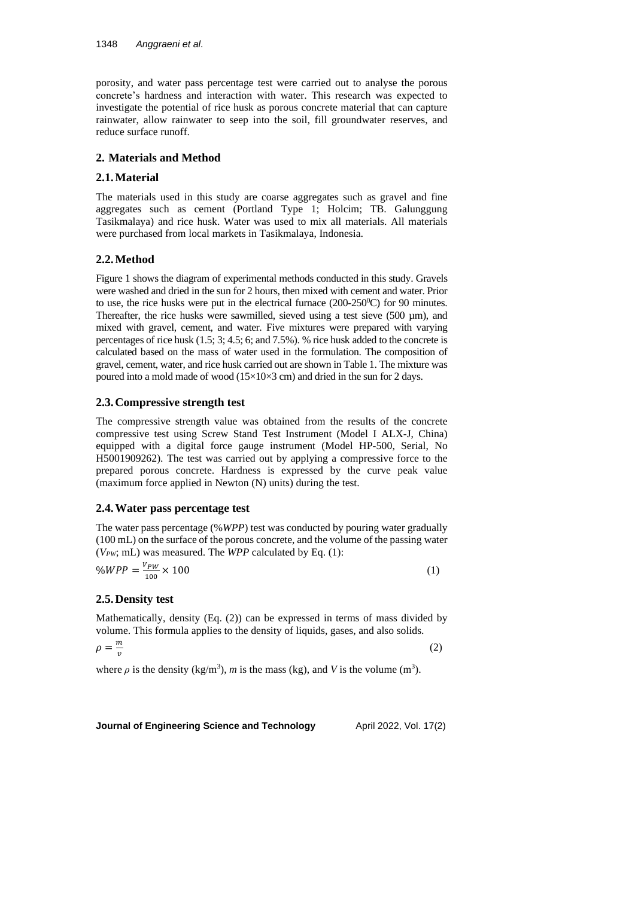porosity, and water pass percentage test were carried out to analyse the porous concrete's hardness and interaction with water. This research was expected to investigate the potential of rice husk as porous concrete material that can capture rainwater, allow rainwater to seep into the soil, fill groundwater reserves, and reduce surface runoff.

## 2. Materials and Method

### 2.1. Material

The materials used in this study are coarse aggregates such as gravel and fine aggregates such as cement (Portland Type 1; Holcim; TB. Galunggung Tasikmalaya) and rice husk. Water was used to mix all materials. All materials were purchased from local markets in Tasikmalaya, Indonesia.

### 2.2. Method

Figure 1 shows the diagram of experimental methods conducted in this study. Gravels were washed and dried in the sun for 2 hours, then mixed with cement and water. Prior to use, the rice husks were put in the electrical furnace (200-250$^{0}$C) for 90 minutes. Thereafter, the rice husks were sawmilled, sieved using a test sieve (500 µm), and mixed with gravel, cement, and water. Five mixtures were prepared with varying percentages of rice husk (1.5; 3; 4.5; 6; and 7.5%). % rice husk added to the concrete is calculated based on the mass of water used in the formulation. The composition of gravel, cement, water, and rice husk carried out are shown in Table 1. The mixture was poured into a mold made of wood (15×10×3 cm) and dried in the sun for 2 days.

### 2.3. Compressive strength test

The compressive strength value was obtained from the results of the concrete compressive test using Screw Stand Test Instrument (Model I ALX-J, China) equipped with a digital force gauge instrument (Model HP-500, Serial, No H5001909262). The test was carried out by applying a compressive force to the prepared porous concrete. Hardness is expressed by the curve peak value (maximum force applied in Newton (N) units) during the test.

### 2.4. Water pass percentage test

The water pass percentage (%*WPP*) test was conducted by pouring water gradually (100 mL) on the surface of the porous concrete, and the volume of the passing water ($V_{PW}$; mL) was measured. The *WPP* calculated by Eq. (1):

$$\%WPP = \frac{V_{PW}}{100} \times 100 \tag{1}$$

### 2.5. Density test

Mathematically, density (Eq. (2)) can be expressed in terms of mass divided by volume. This formula applies to the density of liquids, gases, and also solids.

$$\rho = \frac{m}{v} \tag{2}$$

where $\rho$ is the density (kg/m$^3$), $m$ is the mass (kg), and $V$ is the volume (m$^3$).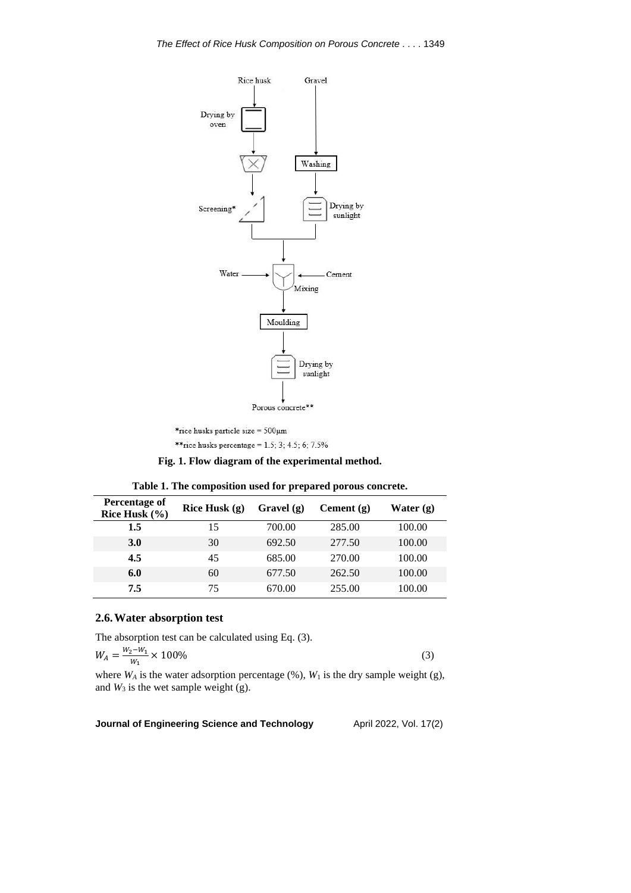Rice husk

Gravel

Drying by oven

Washing

Screening*

Drying by sunlight

Water

Cement

Mixing

Moulding

Drying by sunlight

Porous concrete**

*rice husks particle size = 500μm

**rice husks percentage = 1.5; 3; 4.5; 6; 7.5%

**Fig. 1. Flow diagram of the experimental method.**

**Table 1. The composition used for prepared porous concrete.**

| Percentage of Rice Husk (%) | Rice Husk (g) | Gravel (g) | Cement (g) | Water (g) |
|---|---|---|---|---|
| **1.5** | 15 | 700.00 | 285.00 | 100.00 |
| **3.0** | 30 | 692.50 | 277.50 | 100.00 |
| **4.5** | 45 | 685.00 | 270.00 | 100.00 |
| **6.0** | 60 | 677.50 | 262.50 | 100.00 |
| **7.5** | 75 | 670.00 | 255.00 | 100.00 |

## 2.6. Water absorption test

The absorption test can be calculated using Eq. (3).

$$W_A = \frac{W_2 - W_1}{W_1} \times 100\% \tag{3}$$

where $W_A$ is the water adsorption percentage (%), $W_1$ is the dry sample weight (g), and $W_3$ is the wet sample weight (g).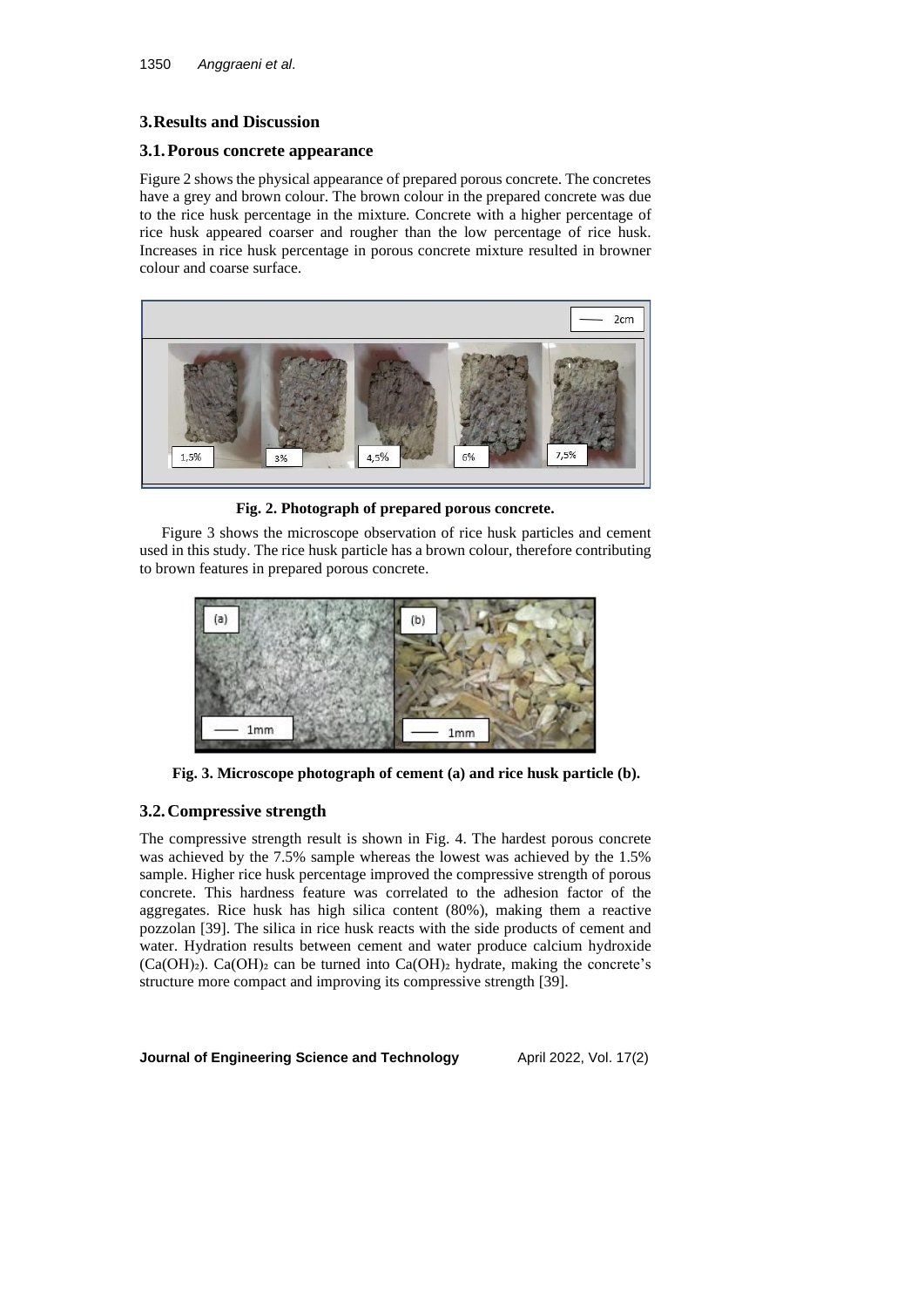## 3. Results and Discussion

### 3.1. Porous concrete appearance

Figure 2 shows the physical appearance of prepared porous concrete. The concretes have a grey and brown colour. The brown colour in the prepared concrete was due to the rice husk percentage in the mixture. Concrete with a higher percentage of rice husk appeared coarser and rougher than the low percentage of rice husk. Increases in rice husk percentage in porous concrete mixture resulted in browner colour and coarse surface.

**Fig. 2. Photograph of prepared porous concrete.**

Figure 3 shows the microscope observation of rice husk particles and cement used in this study. The rice husk particle has a brown colour, therefore contributing to brown features in prepared porous concrete.

**Fig. 3. Microscope photograph of cement (a) and rice husk particle (b).**

### 3.2. Compressive strength

The compressive strength result is shown in Fig. 4. The hardest porous concrete was achieved by the 7.5% sample whereas the lowest was achieved by the 1.5% sample. Higher rice husk percentage improved the compressive strength of porous concrete. This hardness feature was correlated to the adhesion factor of the aggregates. Rice husk has high silica content (80%), making them a reactive pozzolan [39]. The silica in rice husk reacts with the side products of cement and water. Hydration results between cement and water produce calcium hydroxide ($Ca(OH)_2$). $Ca(OH)_2$ can be turned into $Ca(OH)_2$ hydrate, making the concrete's structure more compact and improving its compressive strength [39].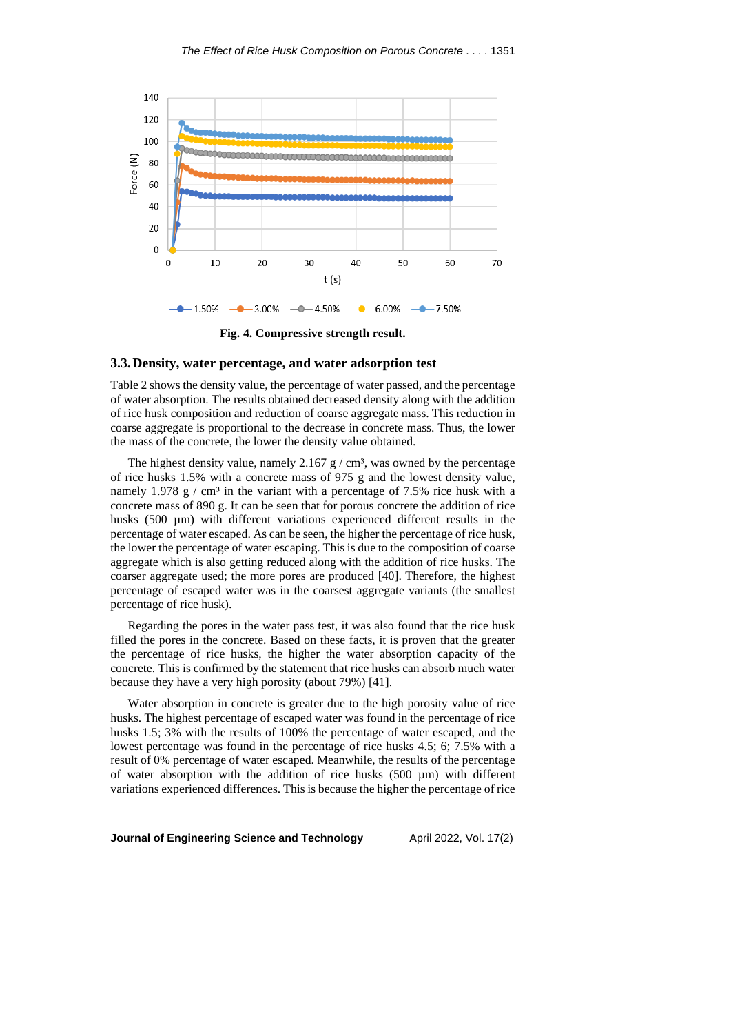Fig. 4. Compressive strength result.

### 3.3. Density, water percentage, and water adsorption test

Table 2 shows the density value, the percentage of water passed, and the percentage of water absorption. The results obtained decreased density along with the addition of rice husk composition and reduction of coarse aggregate mass. This reduction in coarse aggregate is proportional to the decrease in concrete mass. Thus, the lower the mass of the concrete, the lower the density value obtained.

The highest density value, namely 2.167 g / cm³, was owned by the percentage of rice husks 1.5% with a concrete mass of 975 g and the lowest density value, namely 1.978 g / cm³ in the variant with a percentage of 7.5% rice husk with a concrete mass of 890 g. It can be seen that for porous concrete the addition of rice husks (500 µm) with different variations experienced different results in the percentage of water escaped. As can be seen, the higher the percentage of rice husk, the lower the percentage of water escaping. This is due to the composition of coarse aggregate which is also getting reduced along with the addition of rice husks. The coarser aggregate used; the more pores are produced [40]. Therefore, the highest percentage of escaped water was in the coarsest aggregate variants (the smallest percentage of rice husk).

Regarding the pores in the water pass test, it was also found that the rice husk filled the pores in the concrete. Based on these facts, it is proven that the greater the percentage of rice husks, the higher the water absorption capacity of the concrete. This is confirmed by the statement that rice husks can absorb much water because they have a very high porosity (about 79%) [41].

Water absorption in concrete is greater due to the high porosity value of rice husks. The highest percentage of escaped water was found in the percentage of rice husks 1.5; 3% with the results of 100% the percentage of water escaped, and the lowest percentage was found in the percentage of rice husks 4.5; 6; 7.5% with a result of 0% percentage of water escaped. Meanwhile, the results of the percentage of water absorption with the addition of rice husks (500 µm) with different variations experienced differences. This is because the higher the percentage of rice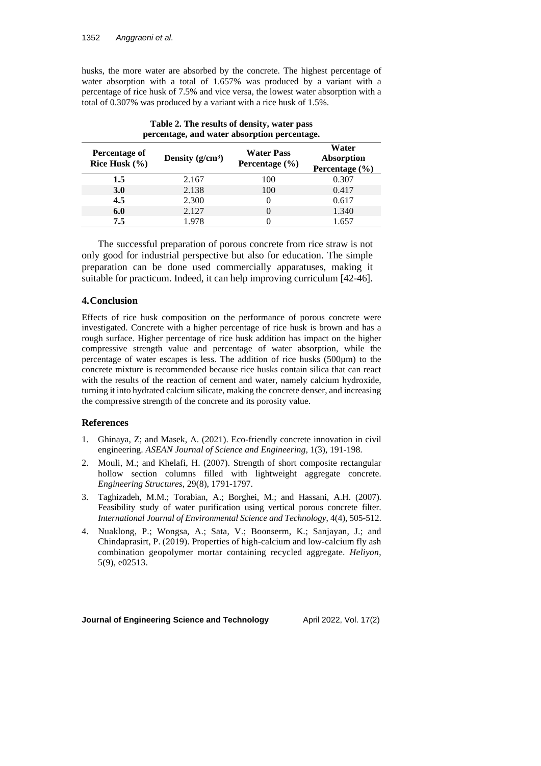husks, the more water are absorbed by the concrete. The highest percentage of water absorption with a total of 1.657% was produced by a variant with a percentage of rice husk of 7.5% and vice versa, the lowest water absorption with a total of 0.307% was produced by a variant with a rice husk of 1.5%.

**Table 2. The results of density, water pass percentage, and water absorption percentage.**

| Percentage of Rice Husk (%) | Density ($g/cm^3$) | Water Pass Percentage (%) | Water Absorption Percentage (%) |
|---|---|---|---|
| **1.5** | 2.167 | 100 | 0.307 |
| **3.0** | 2.138 | 100 | 0.417 |
| **4.5** | 2.300 | 0 | 0.617 |
| **6.0** | 2.127 | 0 | 1.340 |
| **7.5** | 1.978 | 0 | 1.657 |

The successful preparation of porous concrete from rice straw is not only good for industrial perspective but also for education. The simple preparation can be done used commercially apparatuses, making it suitable for practicum. Indeed, it can help improving curriculum [42-46].

## 4. Conclusion

Effects of rice husk composition on the performance of porous concrete were investigated. Concrete with a higher percentage of rice husk is brown and has a rough surface. Higher percentage of rice husk addition has impact on the higher compressive strength value and percentage of water absorption, while the percentage of water escapes is less. The addition of rice husks (500µm) to the concrete mixture is recommended because rice husks contain silica that can react with the results of the reaction of cement and water, namely calcium hydroxide, turning it into hydrated calcium silicate, making the concrete denser, and increasing the compressive strength of the concrete and its porosity value.

## References

1. Ghinaya, Z; and Masek, A. (2021). Eco-friendly concrete innovation in civil engineering. *ASEAN Journal of Science and Engineering*, 1(3), 191-198.
2. Mouli, M.; and Khelafi, H. (2007). Strength of short composite rectangular hollow section columns filled with lightweight aggregate concrete. *Engineering Structures*, 29(8), 1791-1797.
3. Taghizadeh, M.M.; Torabian, A.; Borghei, M.; and Hassani, A.H. (2007). Feasibility study of water purification using vertical porous concrete filter. *International Journal of Environmental Science and Technology*, 4(4), 505-512.
4. Nuaklong, P.; Wongsa, A.; Sata, V.; Boonserm, K.; Sanjayan, J.; and Chindaprasirt, P. (2019). Properties of high-calcium and low-calcium fly ash combination geopolymer mortar containing recycled aggregate. *Heliyon*, 5(9), e02513.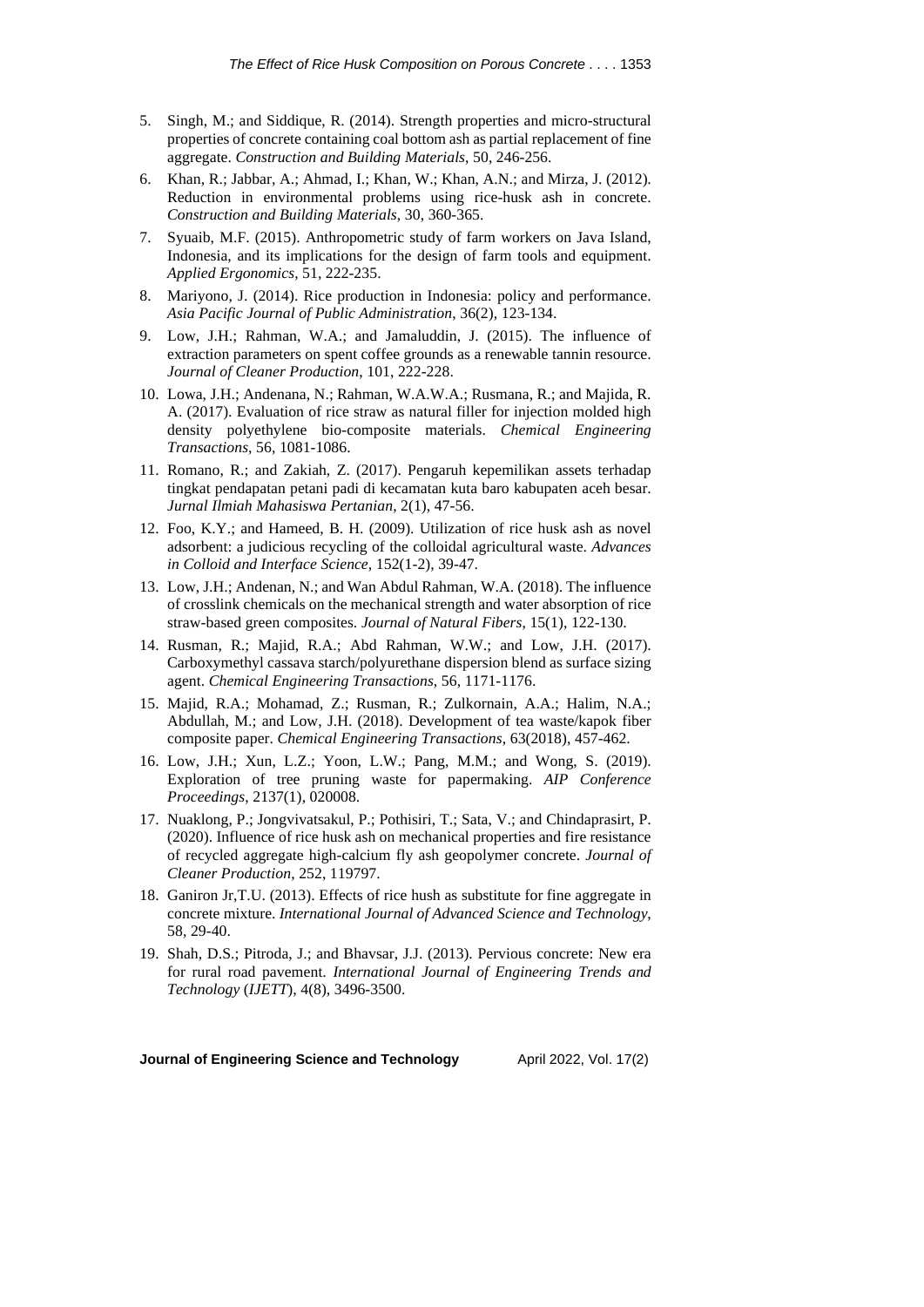5. Singh, M.; and Siddique, R. (2014). Strength properties and micro-structural properties of concrete containing coal bottom ash as partial replacement of fine aggregate. *Construction and Building Materials*, 50, 246-256.
6. Khan, R.; Jabbar, A.; Ahmad, I.; Khan, W.; Khan, A.N.; and Mirza, J. (2012). Reduction in environmental problems using rice-husk ash in concrete. *Construction and Building Materials*, 30, 360-365.
7. Syuaib, M.F. (2015). Anthropometric study of farm workers on Java Island, Indonesia, and its implications for the design of farm tools and equipment. *Applied Ergonomics*, 51, 222-235.
8. Mariyono, J. (2014). Rice production in Indonesia: policy and performance. *Asia Pacific Journal of Public Administration*, 36(2), 123-134.
9. Low, J.H.; Rahman, W.A.; and Jamaluddin, J. (2015). The influence of extraction parameters on spent coffee grounds as a renewable tannin resource. *Journal of Cleaner Production*, 101, 222-228.
10. Lowa, J.H.; Andenana, N.; Rahman, W.A.W.A.; Rusmana, R.; and Majida, R. A. (2017). Evaluation of rice straw as natural filler for injection molded high density polyethylene bio-composite materials. *Chemical Engineering Transactions*, 56, 1081-1086.
11. Romano, R.; and Zakiah, Z. (2017). Pengaruh kepemilikan assets terhadap tingkat pendapatan petani padi di kecamatan kuta baro kabupaten aceh besar. *Jurnal Ilmiah Mahasiswa Pertanian*, 2(1), 47-56.
12. Foo, K.Y.; and Hameed, B. H. (2009). Utilization of rice husk ash as novel adsorbent: a judicious recycling of the colloidal agricultural waste. *Advances in Colloid and Interface Science*, 152(1-2), 39-47.
13. Low, J.H.; Andenan, N.; and Wan Abdul Rahman, W.A. (2018). The influence of crosslink chemicals on the mechanical strength and water absorption of rice straw-based green composites. *Journal of Natural Fibers*, 15(1), 122-130.
14. Rusman, R.; Majid, R.A.; Abd Rahman, W.W.; and Low, J.H. (2017). Carboxymethyl cassava starch/polyurethane dispersion blend as surface sizing agent. *Chemical Engineering Transactions*, 56, 1171-1176.
15. Majid, R.A.; Mohamad, Z.; Rusman, R.; Zulkornain, A.A.; Halim, N.A.; Abdullah, M.; and Low, J.H. (2018). Development of tea waste/kapok fiber composite paper. *Chemical Engineering Transactions*, 63(2018), 457-462.
16. Low, J.H.; Xun, L.Z.; Yoon, L.W.; Pang, M.M.; and Wong, S. (2019). Exploration of tree pruning waste for papermaking. *AIP Conference Proceedings*, 2137(1), 020008.
17. Nuaklong, P.; Jongvivatsakul, P.; Pothisiri, T.; Sata, V.; and Chindaprasirt, P. (2020). Influence of rice husk ash on mechanical properties and fire resistance of recycled aggregate high-calcium fly ash geopolymer concrete. *Journal of Cleaner Production*, 252, 119797.
18. Ganiron Jr,T.U. (2013). Effects of rice hush as substitute for fine aggregate in concrete mixture. *International Journal of Advanced Science and Technology*, 58, 29-40.
19. Shah, D.S.; Pitroda, J.; and Bhavsar, J.J. (2013). Pervious concrete: New era for rural road pavement. *International Journal of Engineering Trends and Technology* (*IJETT*), 4(8), 3496-3500.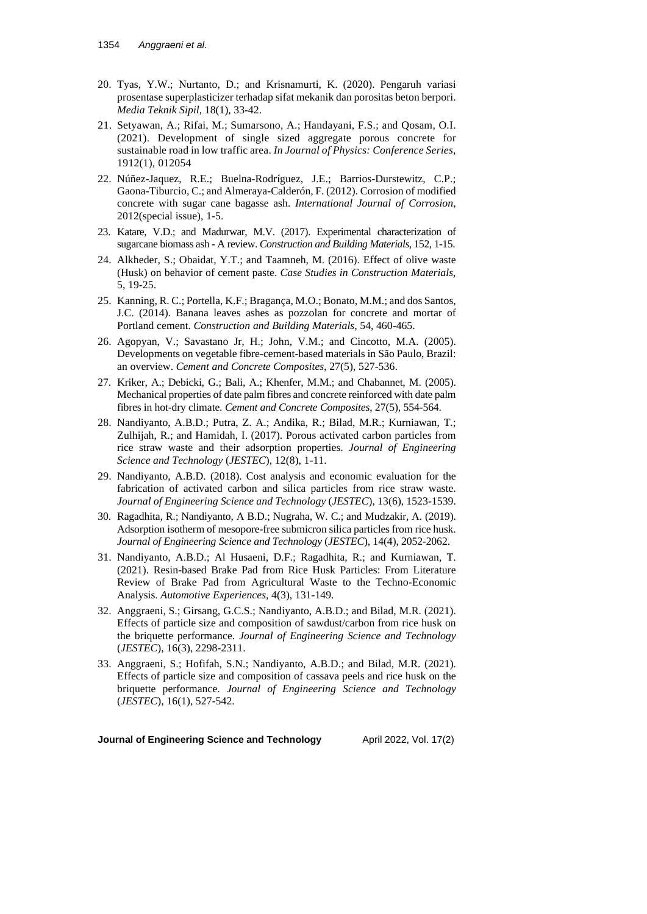20. Tyas, Y.W.; Nurtanto, D.; and Krisnamurti, K. (2020). Pengaruh variasi prosentase superplasticizer terhadap sifat mekanik dan porositas beton berpori. *Media Teknik Sipil*, 18(1), 33-42.
21. Setyawan, A.; Rifai, M.; Sumarsono, A.; Handayani, F.S.; and Qosam, O.I. (2021). Development of single sized aggregate porous concrete for sustainable road in low traffic area. *In Journal of Physics: Conference Series*, 1912(1), 012054
22. Núñez-Jaquez, R.E.; Buelna-Rodríguez, J.E.; Barrios-Durstewitz, C.P.; Gaona-Tiburcio, C.; and Almeraya-Calderón, F. (2012). Corrosion of modified concrete with sugar cane bagasse ash. *International Journal of Corrosion*, 2012(special issue), 1-5.
23. Katare, V.D.; and Madurwar, M.V. (2017). Experimental characterization of sugarcane biomass ash - A review. *Construction and Building Materials*, 152, 1-15.
24. Alkheder, S.; Obaidat, Y.T.; and Taamneh, M. (2016). Effect of olive waste (Husk) on behavior of cement paste. *Case Studies in Construction Materials*, 5, 19-25.
25. Kanning, R. C.; Portella, K.F.; Bragança, M.O.; Bonato, M.M.; and dos Santos, J.C. (2014). Banana leaves ashes as pozzolan for concrete and mortar of Portland cement. *Construction and Building Materials*, 54, 460-465.
26. Agopyan, V.; Savastano Jr, H.; John, V.M.; and Cincotto, M.A. (2005). Developments on vegetable fibre-cement-based materials in São Paulo, Brazil: an overview. *Cement and Concrete Composites*, 27(5), 527-536.
27. Kriker, A.; Debicki, G.; Bali, A.; Khenfer, M.M.; and Chabannet, M. (2005). Mechanical properties of date palm fibres and concrete reinforced with date palm fibres in hot-dry climate. *Cement and Concrete Composites*, 27(5), 554-564.
28. Nandiyanto, A.B.D.; Putra, Z. A.; Andika, R.; Bilad, M.R.; Kurniawan, T.; Zulhijah, R.; and Hamidah, I. (2017). Porous activated carbon particles from rice straw waste and their adsorption properties. *Journal of Engineering Science and Technology* (*JESTEC*), 12(8), 1-11.
29. Nandiyanto, A.B.D. (2018). Cost analysis and economic evaluation for the fabrication of activated carbon and silica particles from rice straw waste. *Journal of Engineering Science and Technology* (*JESTEC*), 13(6), 1523-1539.
30. Ragadhita, R.; Nandiyanto, A B.D.; Nugraha, W. C.; and Mudzakir, A. (2019). Adsorption isotherm of mesopore-free submicron silica particles from rice husk. *Journal of Engineering Science and Technology* (*JESTEC*), 14(4), 2052-2062.
31. Nandiyanto, A.B.D.; Al Husaeni, D.F.; Ragadhita, R.; and Kurniawan, T. (2021). Resin-based Brake Pad from Rice Husk Particles: From Literature Review of Brake Pad from Agricultural Waste to the Techno-Economic Analysis. *Automotive Experiences*, 4(3), 131-149.
32. Anggraeni, S.; Girsang, G.C.S.; Nandiyanto, A.B.D.; and Bilad, M.R. (2021). Effects of particle size and composition of sawdust/carbon from rice husk on the briquette performance. *Journal of Engineering Science and Technology* (*JESTEC*), 16(3), 2298-2311.
33. Anggraeni, S.; Hofifah, S.N.; Nandiyanto, A.B.D.; and Bilad, M.R. (2021). Effects of particle size and composition of cassava peels and rice husk on the briquette performance. *Journal of Engineering Science and Technology* (*JESTEC*), 16(1), 527-542.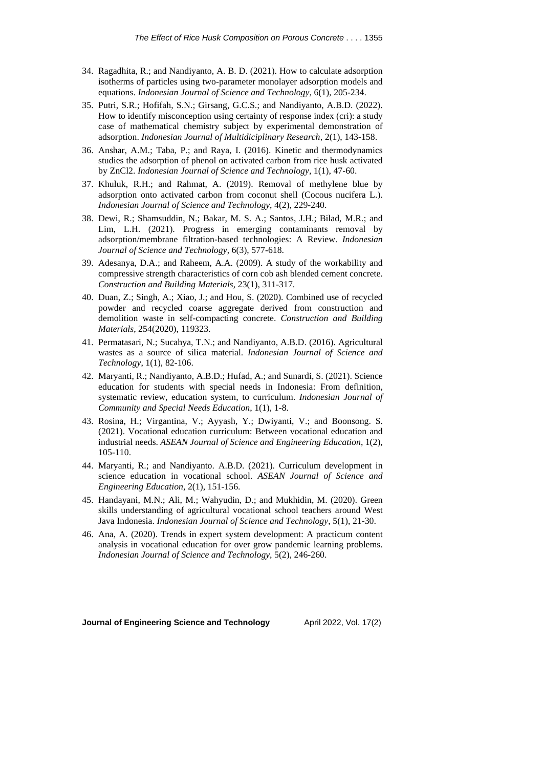34. Ragadhita, R.; and Nandiyanto, A. B. D. (2021). How to calculate adsorption isotherms of particles using two-parameter monolayer adsorption models and equations. *Indonesian Journal of Science and Technology*, 6(1), 205-234.
35. Putri, S.R.; Hofifah, S.N.; Girsang, G.C.S.; and Nandiyanto, A.B.D. (2022). How to identify misconception using certainty of response index (cri): a study case of mathematical chemistry subject by experimental demonstration of adsorption. *Indonesian Journal of Multidiciplinary Research*, 2(1), 143-158.
36. Anshar, A.M.; Taba, P.; and Raya, I. (2016). Kinetic and thermodynamics studies the adsorption of phenol on activated carbon from rice husk activated by ZnCl2. *Indonesian Journal of Science and Technology*, 1(1), 47-60.
37. Khuluk, R.H.; and Rahmat, A. (2019). Removal of methylene blue by adsorption onto activated carbon from coconut shell (Cocous nucifera L.). *Indonesian Journal of Science and Technology*, 4(2), 229-240.
38. Dewi, R.; Shamsuddin, N.; Bakar, M. S. A.; Santos, J.H.; Bilad, M.R.; and Lim, L.H. (2021). Progress in emerging contaminants removal by adsorption/membrane filtration-based technologies: A Review. *Indonesian Journal of Science and Technology*, 6(3), 577-618.
39. Adesanya, D.A.; and Raheem, A.A. (2009). A study of the workability and compressive strength characteristics of corn cob ash blended cement concrete. *Construction and Building Materials*, 23(1), 311-317.
40. Duan, Z.; Singh, A.; Xiao, J.; and Hou, S. (2020). Combined use of recycled powder and recycled coarse aggregate derived from construction and demolition waste in self-compacting concrete. *Construction and Building Materials*, 254(2020), 119323.
41. Permatasari, N.; Sucahya, T.N.; and Nandiyanto, A.B.D. (2016). Agricultural wastes as a source of silica material. *Indonesian Journal of Science and Technology*, 1(1), 82-106.
42. Maryanti, R.; Nandiyanto, A.B.D.; Hufad, A.; and Sunardi, S. (2021). Science education for students with special needs in Indonesia: From definition, systematic review, education system, to curriculum. *Indonesian Journal of Community and Special Needs Education*, 1(1), 1-8.
43. Rosina, H.; Virgantina, V.; Ayyash, Y.; Dwiyanti, V.; and Boonsong. S. (2021). Vocational education curriculum: Between vocational education and industrial needs. *ASEAN Journal of Science and Engineering Education*, 1(2), 105-110.
44. Maryanti, R.; and Nandiyanto. A.B.D. (2021). Curriculum development in science education in vocational school. *ASEAN Journal of Science and Engineering Education*, 2(1), 151-156.
45. Handayani, M.N.; Ali, M.; Wahyudin, D.; and Mukhidin, M. (2020). Green skills understanding of agricultural vocational school teachers around West Java Indonesia. *Indonesian Journal of Science and Technology*, 5(1), 21-30.
46. Ana, A. (2020). Trends in expert system development: A practicum content analysis in vocational education for over grow pandemic learning problems. *Indonesian Journal of Science and Technology*, 5(2), 246-260.